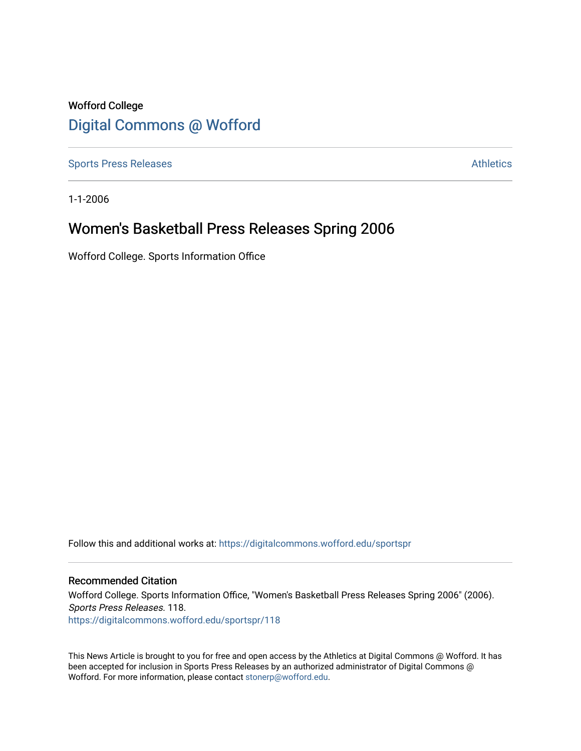Wofford College

# Digital Commons @ Wofford

Sports Press Releases | Athletics

1-1-2006

## Women's Basketball Press Releases Spring 2006

Wofford College. Sports Information Office

Follow this and additional works at: https://digitalcommons.wofford.edu/sportspr

### Recommended Citation

Wofford College. Sports Information Office, "Women's Basketball Press Releases Spring 2006" (2006). *Sports Press Releases*. 118.
https://digitalcommons.wofford.edu/sportspr/118

This News Article is brought to you for free and open access by the Athletics at Digital Commons @ Wofford. It has been accepted for inclusion in Sports Press Releases by an authorized administrator of Digital Commons @ Wofford. For more information, please contact stonerp@wofford.edu.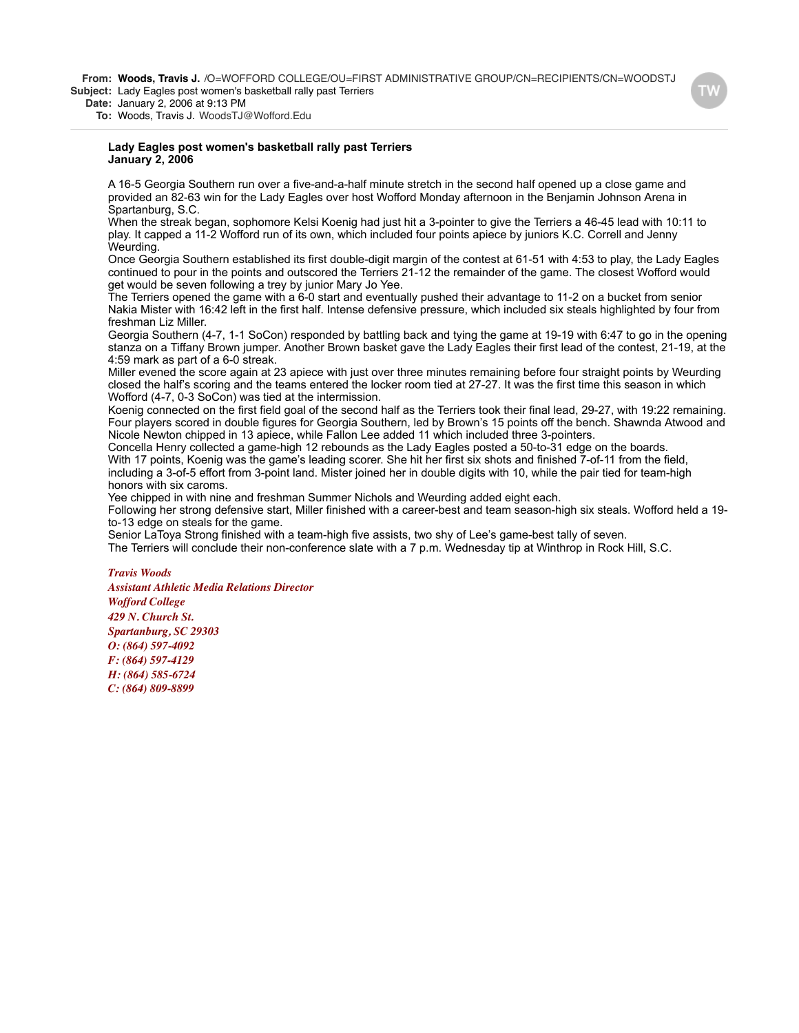**From:** **Woods, Travis J.** /O=WOFFORD COLLEGE/OU=FIRST ADMINISTRATIVE GROUP/CN=RECIPIENTS/CN=WOODSTJ
**Subject:** Lady Eagles post women's basketball rally past Terriers
**Date:** January 2, 2006 at 9:13 PM
**To:** Woods, Travis J. WoodsTJ@Wofford.Edu

**Lady Eagles post women's basketball rally past Terriers**
**January 2, 2006**

A 16-5 Georgia Southern run over a five-and-a-half minute stretch in the second half opened up a close game and provided an 82-63 win for the Lady Eagles over host Wofford Monday afternoon in the Benjamin Johnson Arena in Spartanburg, S.C.

When the streak began, sophomore Kelsi Koenig had just hit a 3-pointer to give the Terriers a 46-45 lead with 10:11 to play. It capped a 11-2 Wofford run of its own, which included four points apiece by juniors K.C. Correll and Jenny Weurding.

Once Georgia Southern established its first double-digit margin of the contest at 61-51 with 4:53 to play, the Lady Eagles continued to pour in the points and outscored the Terriers 21-12 the remainder of the game. The closest Wofford would get would be seven following a trey by junior Mary Jo Yee.

The Terriers opened the game with a 6-0 start and eventually pushed their advantage to 11-2 on a bucket from senior Nakia Mister with 16:42 left in the first half. Intense defensive pressure, which included six steals highlighted by four from freshman Liz Miller.

Georgia Southern (4-7, 1-1 SoCon) responded by battling back and tying the game at 19-19 with 6:47 to go in the opening stanza on a Tiffany Brown jumper. Another Brown basket gave the Lady Eagles their first lead of the contest, 21-19, at the 4:59 mark as part of a 6-0 streak.

Miller evened the score again at 23 apiece with just over three minutes remaining before four straight points by Weurding closed the half's scoring and the teams entered the locker room tied at 27-27. It was the first time this season in which Wofford (4-7, 0-3 SoCon) was tied at the intermission.

Koenig connected on the first field goal of the second half as the Terriers took their final lead, 29-27, with 19:22 remaining.

Four players scored in double figures for Georgia Southern, led by Brown's 15 points off the bench. Shawnda Atwood and Nicole Newton chipped in 13 apiece, while Fallon Lee added 11 which included three 3-pointers.

Concella Henry collected a game-high 12 rebounds as the Lady Eagles posted a 50-to-31 edge on the boards.

With 17 points, Koenig was the game's leading scorer. She hit her first six shots and finished 7-of-11 from the field, including a 3-of-5 effort from 3-point land. Mister joined her in double digits with 10, while the pair tied for team-high honors with six caroms.

Yee chipped in with nine and freshman Summer Nichols and Weurding added eight each.

Following her strong defensive start, Miller finished with a career-best and team season-high six steals. Wofford held a 19-to-13 edge on steals for the game.

Senior LaToya Strong finished with a team-high five assists, two shy of Lee's game-best tally of seven.

The Terriers will conclude their non-conference slate with a 7 p.m. Wednesday tip at Winthrop in Rock Hill, S.C.

*Travis Woods*
*Assistant Athletic Media Relations Director*
*Wofford College*
*429 N. Church St.*
*Spartanburg, SC 29303*
*O: (864) 597-4092*
*F: (864) 597-4129*
*H: (864) 585-6724*
*C: (864) 809-8899*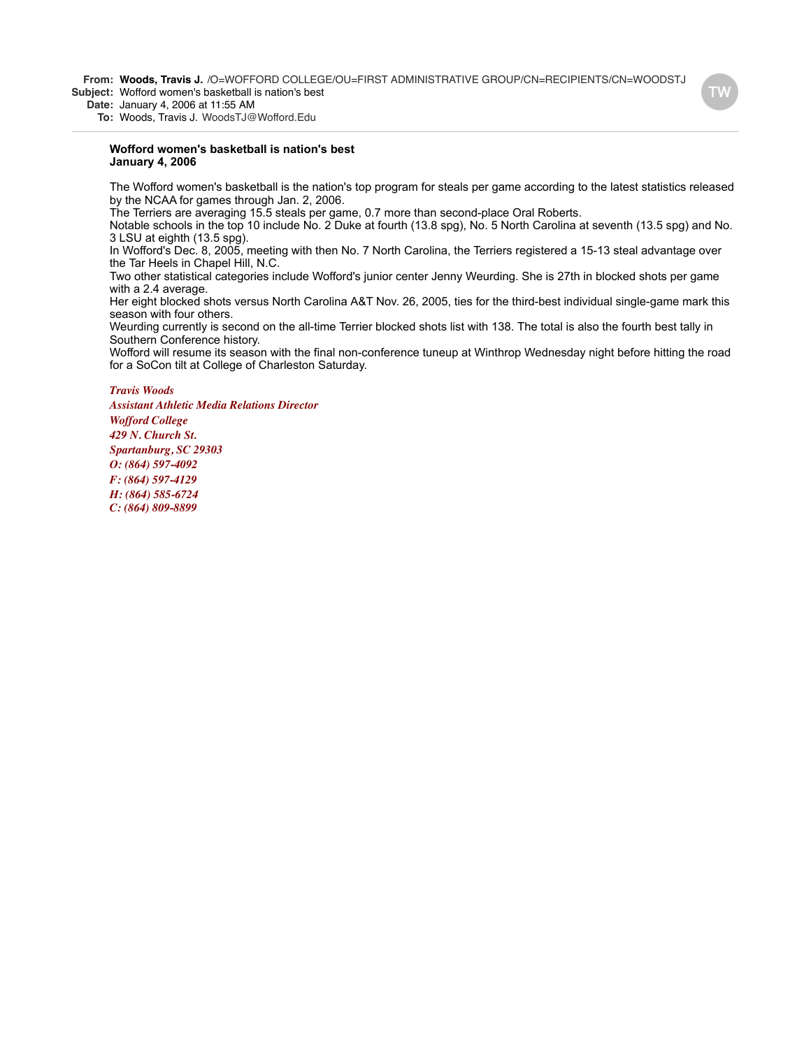**From:** **Woods, Travis J.** /O=WOFFORD COLLEGE/OU=FIRST ADMINISTRATIVE GROUP/CN=RECIPIENTS/CN=WOODSTJ
**Subject:** Wofford women's basketball is nation's best
**Date:** January 4, 2006 at 11:55 AM
**To:** Woods, Travis J. WoodsTJ@Wofford.Edu

**Wofford women's basketball is nation's best**
**January 4, 2006**

The Wofford women's basketball is the nation's top program for steals per game according to the latest statistics released by the NCAA for games through Jan. 2, 2006.
The Terriers are averaging 15.5 steals per game, 0.7 more than second-place Oral Roberts.
Notable schools in the top 10 include No. 2 Duke at fourth (13.8 spg), No. 5 North Carolina at seventh (13.5 spg) and No. 3 LSU at eighth (13.5 spg).
In Wofford's Dec. 8, 2005, meeting with then No. 7 North Carolina, the Terriers registered a 15-13 steal advantage over the Tar Heels in Chapel Hill, N.C.
Two other statistical categories include Wofford's junior center Jenny Weurding. She is 27th in blocked shots per game with a 2.4 average.
Her eight blocked shots versus North Carolina A&T Nov. 26, 2005, ties for the third-best individual single-game mark this season with four others.
Weurding currently is second on the all-time Terrier blocked shots list with 138. The total is also the fourth best tally in Southern Conference history.
Wofford will resume its season with the final non-conference tuneup at Winthrop Wednesday night before hitting the road for a SoCon tilt at College of Charleston Saturday.

*Travis Woods*
*Assistant Athletic Media Relations Director*
*Wofford College*
*429 N. Church St.*
*Spartanburg, SC 29303*
*O: (864) 597-4092*
*F: (864) 597-4129*
*H: (864) 585-6724*
*C: (864) 809-8899*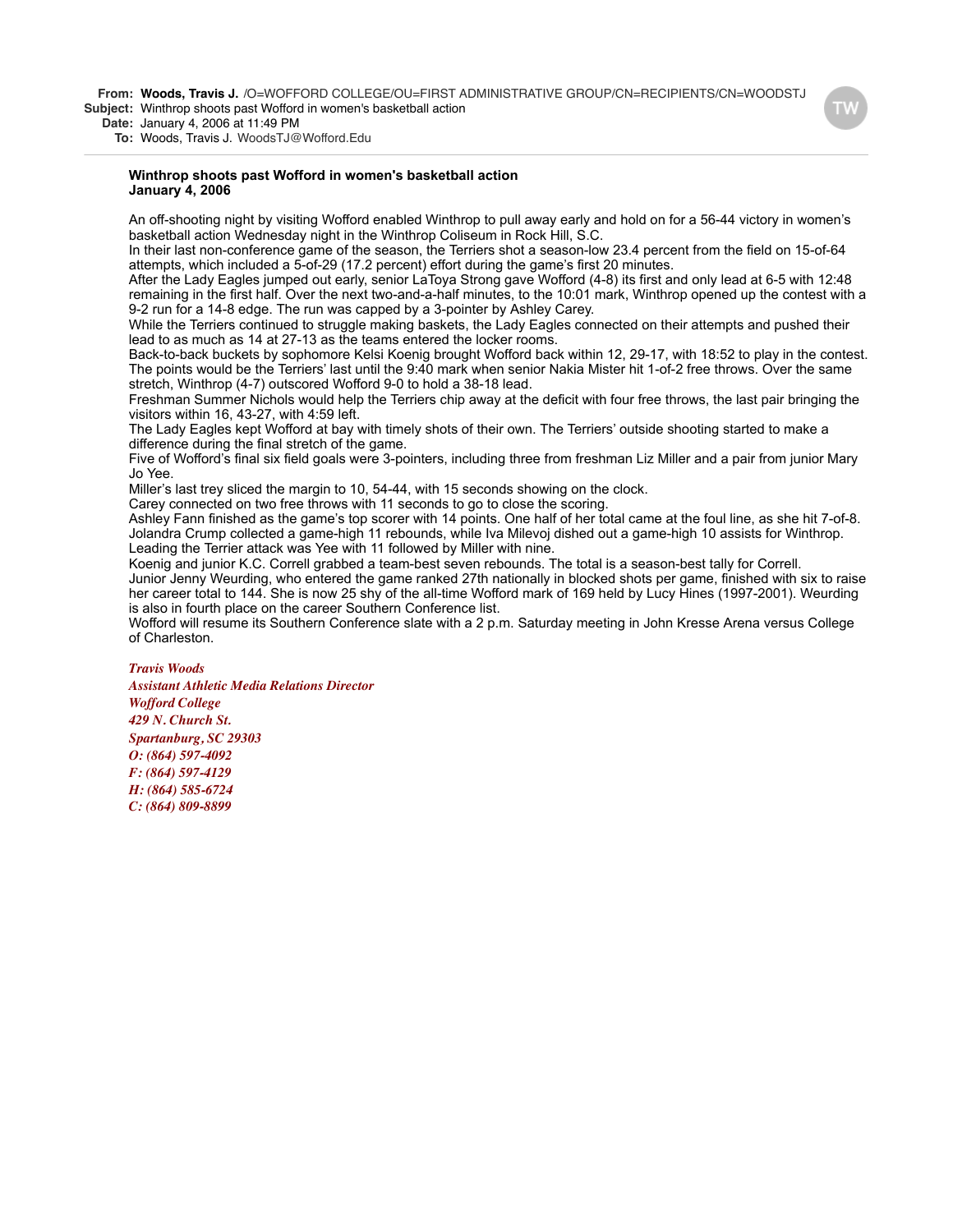**From:** **Woods, Travis J.** /O=WOFFORD COLLEGE/OU=FIRST ADMINISTRATIVE GROUP/CN=RECIPIENTS/CN=WOODSTJ
**Subject:** Winthrop shoots past Wofford in women's basketball action
**Date:** January 4, 2006 at 11:49 PM
**To:** Woods, Travis J. WoodsTJ@Wofford.Edu

**Winthrop shoots past Wofford in women's basketball action**
**January 4, 2006**

An off-shooting night by visiting Wofford enabled Winthrop to pull away early and hold on for a 56-44 victory in women's basketball action Wednesday night in the Winthrop Coliseum in Rock Hill, S.C.
In their last non-conference game of the season, the Terriers shot a season-low 23.4 percent from the field on 15-of-64 attempts, which included a 5-of-29 (17.2 percent) effort during the game's first 20 minutes.
After the Lady Eagles jumped out early, senior LaToya Strong gave Wofford (4-8) its first and only lead at 6-5 with 12:48 remaining in the first half. Over the next two-and-a-half minutes, to the 10:01 mark, Winthrop opened up the contest with a 9-2 run for a 14-8 edge. The run was capped by a 3-pointer by Ashley Carey.
While the Terriers continued to struggle making baskets, the Lady Eagles connected on their attempts and pushed their lead to as much as 14 at 27-13 as the teams entered the locker rooms.
Back-to-back buckets by sophomore Kelsi Koenig brought Wofford back within 12, 29-17, with 18:52 to play in the contest. The points would be the Terriers' last until the 9:40 mark when senior Nakia Mister hit 1-of-2 free throws. Over the same stretch, Winthrop (4-7) outscored Wofford 9-0 to hold a 38-18 lead.
Freshman Summer Nichols would help the Terriers chip away at the deficit with four free throws, the last pair bringing the visitors within 16, 43-27, with 4:59 left.
The Lady Eagles kept Wofford at bay with timely shots of their own. The Terriers' outside shooting started to make a difference during the final stretch of the game.
Five of Wofford's final six field goals were 3-pointers, including three from freshman Liz Miller and a pair from junior Mary Jo Yee.
Miller's last trey sliced the margin to 10, 54-44, with 15 seconds showing on the clock.
Carey connected on two free throws with 11 seconds to go to close the scoring.
Ashley Fann finished as the game's top scorer with 14 points. One half of her total came at the foul line, as she hit 7-of-8. Jolandra Crump collected a game-high 11 rebounds, while Iva Milevoj dished out a game-high 10 assists for Winthrop.
Leading the Terrier attack was Yee with 11 followed by Miller with nine.
Koenig and junior K.C. Correll grabbed a team-best seven rebounds. The total is a season-best tally for Correll.
Junior Jenny Weurding, who entered the game ranked 27th nationally in blocked shots per game, finished with six to raise her career total to 144. She is now 25 shy of the all-time Wofford mark of 169 held by Lucy Hines (1997-2001). Weurding is also in fourth place on the career Southern Conference list.
Wofford will resume its Southern Conference slate with a 2 p.m. Saturday meeting in John Kresse Arena versus College of Charleston.

*Travis Woods*
*Assistant Athletic Media Relations Director*
*Wofford College*
*429 N. Church St.*
*Spartanburg, SC 29303*
*O: (864) 597-4092*
*F: (864) 597-4129*
*H: (864) 585-6724*
*C: (864) 809-8899*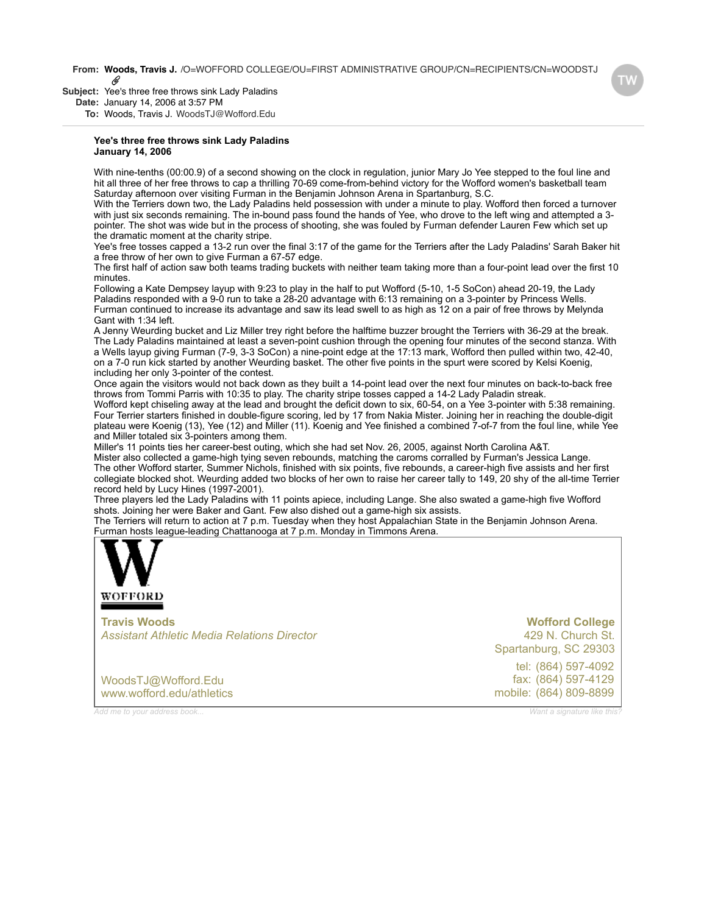**From:** **Woods, Travis J.** /O=WOFFORD COLLEGE/OU=FIRST ADMINISTRATIVE GROUP/CN=RECIPIENTS/CN=WOODSTJ
**Subject:** Yee's three free throws sink Lady Paladins
**Date:** January 14, 2006 at 3:57 PM
**To:** Woods, Travis J. WoodsTJ@Wofford.Edu

---

**Yee's three free throws sink Lady Paladins**
**January 14, 2006**

With nine-tenths (00:00.9) of a second showing on the clock in regulation, junior Mary Jo Yee stepped to the foul line and hit all three of her free throws to cap a thrilling 70-69 come-from-behind victory for the Wofford women's basketball team Saturday afternoon over visiting Furman in the Benjamin Johnson Arena in Spartanburg, S.C.

With the Terriers down two, the Lady Paladins held possession with under a minute to play. Wofford then forced a turnover with just six seconds remaining. The in-bound pass found the hands of Yee, who drove to the left wing and attempted a 3-pointer. The shot was wide but in the process of shooting, she was fouled by Furman defender Lauren Few which set up the dramatic moment at the charity stripe.

Yee's free tosses capped a 13-2 run over the final 3:17 of the game for the Terriers after the Lady Paladins' Sarah Baker hit a free throw of her own to give Furman a 67-57 edge.

The first half of action saw both teams trading buckets with neither team taking more than a four-point lead over the first 10 minutes.

Following a Kate Dempsey layup with 9:23 to play in the half to put Wofford (5-10, 1-5 SoCon) ahead 20-19, the Lady Paladins responded with a 9-0 run to take a 28-20 advantage with 6:13 remaining on a 3-pointer by Princess Wells. Furman continued to increase its advantage and saw its lead swell to as high as 12 on a pair of free throws by Melynda Gant with 1:34 left.

A Jenny Weurding bucket and Liz Miller trey right before the halftime buzzer brought the Terriers with 36-29 at the break. The Lady Paladins maintained at least a seven-point cushion through the opening four minutes of the second stanza. With a Wells layup giving Furman (7-9, 3-3 SoCon) a nine-point edge at the 17:13 mark, Wofford then pulled within two, 42-40, on a 7-0 run kick started by another Weurding basket. The other five points in the spurt were scored by Kelsi Koenig, including her only 3-pointer of the contest.

Once again the visitors would not back down as they built a 14-point lead over the next four minutes on back-to-back free throws from Tommi Parris with 10:35 to play. The charity stripe tosses capped a 14-2 Lady Paladin streak.

Wofford kept chiseling away at the lead and brought the deficit down to six, 60-54, on a Yee 3-pointer with 5:38 remaining.

Four Terrier starters finished in double-figure scoring, led by 17 from Nakia Mister. Joining her in reaching the double-digit plateau were Koenig (13), Yee (12) and Miller (11). Koenig and Yee finished a combined 7-of-7 from the foul line, while Yee and Miller totaled six 3-pointers among them.

Miller's 11 points ties her career-best outing, which she had set Nov. 26, 2005, against North Carolina A&T.

Mister also collected a game-high tying seven rebounds, matching the caroms corralled by Furman's Jessica Lange.

The other Wofford starter, Summer Nichols, finished with six points, five rebounds, a career-high five assists and her first collegiate blocked shot. Weurding added two blocks of her own to raise her career tally to 149, 20 shy of the all-time Terrier record held by Lucy Hines (1997-2001).

Three players led the Lady Paladins with 11 points apiece, including Lange. She also swated a game-high five Wofford shots. Joining her were Baker and Gant. Few also dished out a game-high six assists.

The Terriers will return to action at 7 p.m. Tuesday when they host Appalachian State in the Benjamin Johnson Arena. Furman hosts league-leading Chattanooga at 7 p.m. Monday in Timmons Arena.

WOFFORD

**Travis Woods**
*Assistant Athletic Media Relations Director*

WoodsTJ@Wofford.Edu
www.wofford.edu/athletics

**Wofford College**
429 N. Church St.
Spartanburg, SC 29303

tel: (864) 597-4092
fax: (864) 597-4129
mobile: (864) 809-8899

Add me to your address book... Want a signature like this?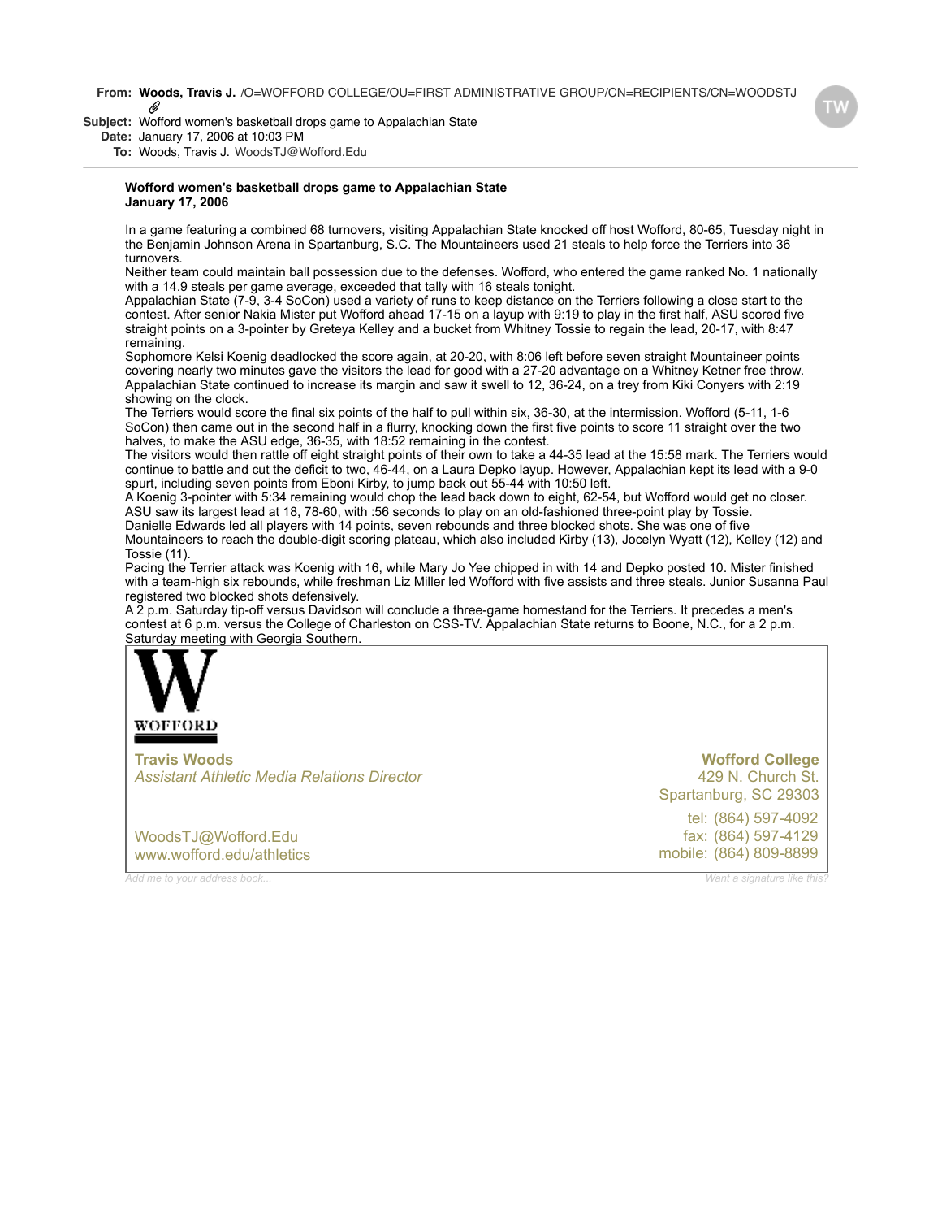**From:** **Woods, Travis J.** /O=WOFFORD COLLEGE/OU=FIRST ADMINISTRATIVE GROUP/CN=RECIPIENTS/CN=WOODSTJ
**Subject:** Wofford women's basketball drops game to Appalachian State
**Date:** January 17, 2006 at 10:03 PM
**To:** Woods, Travis J. WoodsTJ@Wofford.Edu

**Wofford women's basketball drops game to Appalachian State**
**January 17, 2006**

In a game featuring a combined 68 turnovers, visiting Appalachian State knocked off host Wofford, 80-65, Tuesday night in the Benjamin Johnson Arena in Spartanburg, S.C. The Mountaineers used 21 steals to help force the Terriers into 36 turnovers.

Neither team could maintain ball possession due to the defenses. Wofford, who entered the game ranked No. 1 nationally with a 14.9 steals per game average, exceeded that tally with 16 steals tonight.

Appalachian State (7-9, 3-4 SoCon) used a variety of runs to keep distance on the Terriers following a close start to the contest. After senior Nakia Mister put Wofford ahead 17-15 on a layup with 9:19 to play in the first half, ASU scored five straight points on a 3-pointer by Greteya Kelley and a bucket from Whitney Tossie to regain the lead, 20-17, with 8:47 remaining.

Sophomore Kelsi Koenig deadlocked the score again, at 20-20, with 8:06 left before seven straight Mountaineer points covering nearly two minutes gave the visitors the lead for good with a 27-20 advantage on a Whitney Ketner free throw. Appalachian State continued to increase its margin and saw it swell to 12, 36-24, on a trey from Kiki Conyers with 2:19 showing on the clock.

The Terriers would score the final six points of the half to pull within six, 36-30, at the intermission. Wofford (5-11, 1-6 SoCon) then came out in the second half in a flurry, knocking down the first five points to score 11 straight over the two halves, to make the ASU edge, 36-35, with 18:52 remaining in the contest.

The visitors would then rattle off eight straight points of their own to take a 44-35 lead at the 15:58 mark. The Terriers would continue to battle and cut the deficit to two, 46-44, on a Laura Depko layup. However, Appalachian kept its lead with a 9-0 spurt, including seven points from Eboni Kirby, to jump back out 55-44 with 10:50 left.

A Koenig 3-pointer with 5:34 remaining would chop the lead back down to eight, 62-54, but Wofford would get no closer. ASU saw its largest lead at 18, 78-60, with :56 seconds to play on an old-fashioned three-point play by Tossie.

Danielle Edwards led all players with 14 points, seven rebounds and three blocked shots. She was one of five Mountaineers to reach the double-digit scoring plateau, which also included Kirby (13), Jocelyn Wyatt (12), Kelley (12) and Tossie (11).

Pacing the Terrier attack was Koenig with 16, while Mary Jo Yee chipped in with 14 and Depko posted 10. Mister finished with a team-high six rebounds, while freshman Liz Miller led Wofford with five assists and three steals. Junior Susanna Paul registered two blocked shots defensively.

A 2 p.m. Saturday tip-off versus Davidson will conclude a three-game homestand for the Terriers. It precedes a men's contest at 6 p.m. versus the College of Charleston on CSS-TV. Appalachian State returns to Boone, N.C., for a 2 p.m. Saturday meeting with Georgia Southern.

WOFFORD

**Travis Woods**
*Assistant Athletic Media Relations Director*

WoodsTJ@Wofford.Edu
www.wofford.edu/athletics

**Wofford College**
429 N. Church St.
Spartanburg, SC 29303

tel: (864) 597-4092
fax: (864) 597-4129
mobile: (864) 809-8899

Add me to your address book...
Want a signature like this?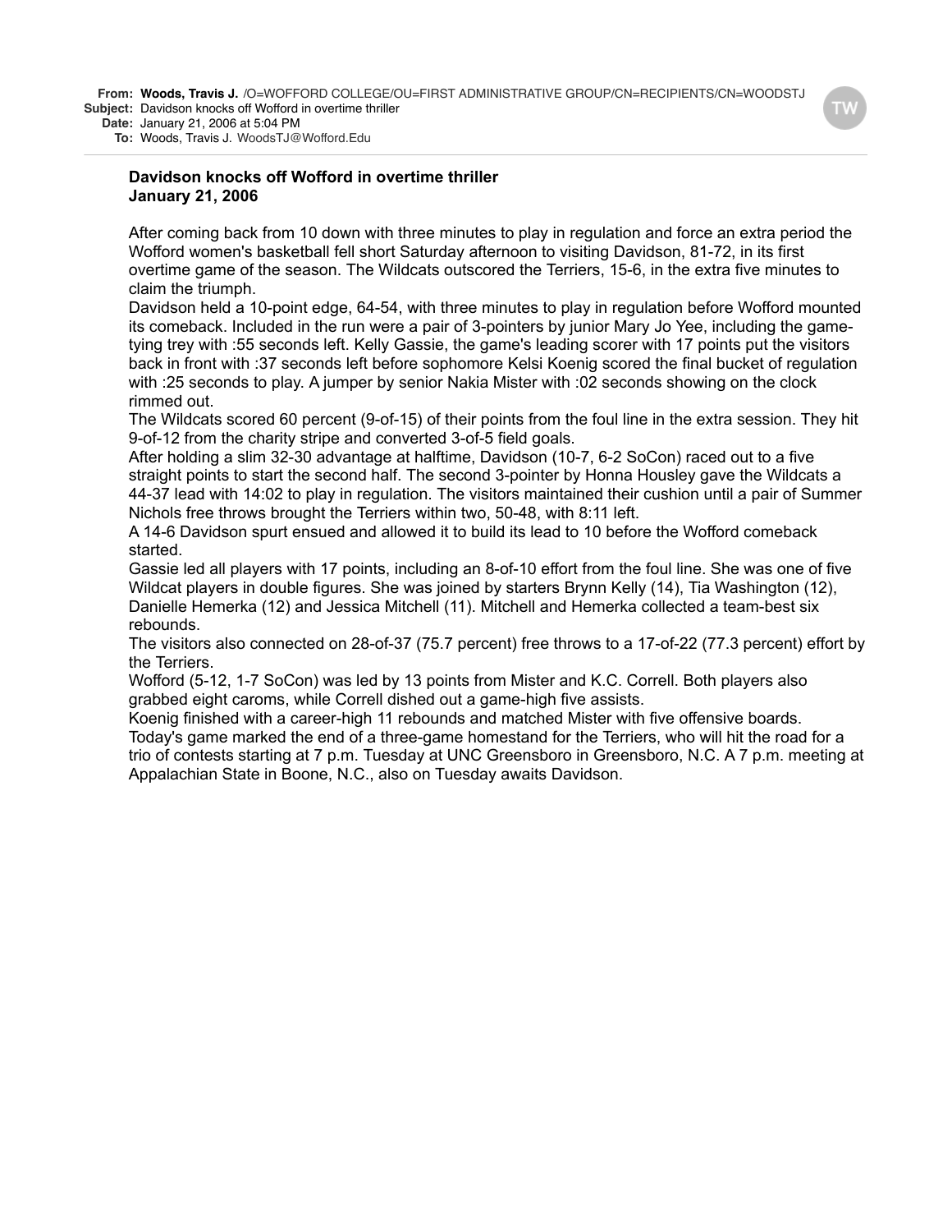**From:** **Woods, Travis J.** /O=WOFFORD COLLEGE/OU=FIRST ADMINISTRATIVE GROUP/CN=RECIPIENTS/CN=WOODSTJ
**Subject:** Davidson knocks off Wofford in overtime thriller
**Date:** January 21, 2006 at 5:04 PM
**To:** Woods, Travis J. WoodsTJ@Wofford.Edu

**Davidson knocks off Wofford in overtime thriller**
**January 21, 2006**

After coming back from 10 down with three minutes to play in regulation and force an extra period the Wofford women's basketball fell short Saturday afternoon to visiting Davidson, 81-72, in its first overtime game of the season. The Wildcats outscored the Terriers, 15-6, in the extra five minutes to claim the triumph.

Davidson held a 10-point edge, 64-54, with three minutes to play in regulation before Wofford mounted its comeback. Included in the run were a pair of 3-pointers by junior Mary Jo Yee, including the game-tying trey with :55 seconds left. Kelly Gassie, the game's leading scorer with 17 points put the visitors back in front with :37 seconds left before sophomore Kelsi Koenig scored the final bucket of regulation with :25 seconds to play. A jumper by senior Nakia Mister with :02 seconds showing on the clock rimmed out.

The Wildcats scored 60 percent (9-of-15) of their points from the foul line in the extra session. They hit 9-of-12 from the charity stripe and converted 3-of-5 field goals.

After holding a slim 32-30 advantage at halftime, Davidson (10-7, 6-2 SoCon) raced out to a five straight points to start the second half. The second 3-pointer by Honna Housley gave the Wildcats a 44-37 lead with 14:02 to play in regulation. The visitors maintained their cushion until a pair of Summer Nichols free throws brought the Terriers within two, 50-48, with 8:11 left.

A 14-6 Davidson spurt ensued and allowed it to build its lead to 10 before the Wofford comeback started.

Gassie led all players with 17 points, including an 8-of-10 effort from the foul line. She was one of five Wildcat players in double figures. She was joined by starters Brynn Kelly (14), Tia Washington (12), Danielle Hemerka (12) and Jessica Mitchell (11). Mitchell and Hemerka collected a team-best six rebounds.

The visitors also connected on 28-of-37 (75.7 percent) free throws to a 17-of-22 (77.3 percent) effort by the Terriers.

Wofford (5-12, 1-7 SoCon) was led by 13 points from Mister and K.C. Correll. Both players also grabbed eight caroms, while Correll dished out a game-high five assists.

Koenig finished with a career-high 11 rebounds and matched Mister with five offensive boards.

Today's game marked the end of a three-game homestand for the Terriers, who will hit the road for a trio of contests starting at 7 p.m. Tuesday at UNC Greensboro in Greensboro, N.C. A 7 p.m. meeting at Appalachian State in Boone, N.C., also on Tuesday awaits Davidson.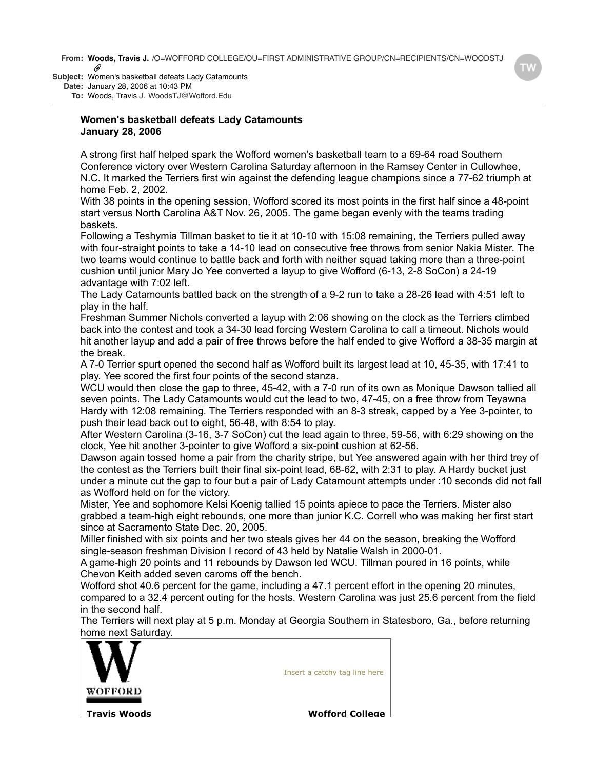**From:** **Woods, Travis J.** /O=WOFFORD COLLEGE/OU=FIRST ADMINISTRATIVE GROUP/CN=RECIPIENTS/CN=WOODSTJ
**Subject:** Women's basketball defeats Lady Catamounts
**Date:** January 28, 2006 at 10:43 PM
**To:** Woods, Travis J. WoodsTJ@Wofford.Edu

**Women's basketball defeats Lady Catamounts**
**January 28, 2006**

A strong first half helped spark the Wofford women's basketball team to a 69-64 road Southern Conference victory over Western Carolina Saturday afternoon in the Ramsey Center in Cullowhee, N.C. It marked the Terriers first win against the defending league champions since a 77-62 triumph at home Feb. 2, 2002.

With 38 points in the opening session, Wofford scored its most points in the first half since a 48-point start versus North Carolina A&T Nov. 26, 2005. The game began evenly with the teams trading baskets.

Following a Teshymia Tillman basket to tie it at 10-10 with 15:08 remaining, the Terriers pulled away with four-straight points to take a 14-10 lead on consecutive free throws from senior Nakia Mister. The two teams would continue to battle back and forth with neither squad taking more than a three-point cushion until junior Mary Jo Yee converted a layup to give Wofford (6-13, 2-8 SoCon) a 24-19 advantage with 7:02 left.

The Lady Catamounts battled back on the strength of a 9-2 run to take a 28-26 lead with 4:51 left to play in the half.

Freshman Summer Nichols converted a layup with 2:06 showing on the clock as the Terriers climbed back into the contest and took a 34-30 lead forcing Western Carolina to call a timeout. Nichols would hit another layup and add a pair of free throws before the half ended to give Wofford a 38-35 margin at the break.

A 7-0 Terrier spurt opened the second half as Wofford built its largest lead at 10, 45-35, with 17:41 to play. Yee scored the first four points of the second stanza.

WCU would then close the gap to three, 45-42, with a 7-0 run of its own as Monique Dawson tallied all seven points. The Lady Catamounts would cut the lead to two, 47-45, on a free throw from Teyawna Hardy with 12:08 remaining. The Terriers responded with an 8-3 streak, capped by a Yee 3-pointer, to push their lead back out to eight, 56-48, with 8:54 to play.

After Western Carolina (3-16, 3-7 SoCon) cut the lead again to three, 59-56, with 6:29 showing on the clock, Yee hit another 3-pointer to give Wofford a six-point cushion at 62-56.

Dawson again tossed home a pair from the charity stripe, but Yee answered again with her third trey of the contest as the Terriers built their final six-point lead, 68-62, with 2:31 to play. A Hardy bucket just under a minute cut the gap to four but a pair of Lady Catamount attempts under :10 seconds did not fall as Wofford held on for the victory.

Mister, Yee and sophomore Kelsi Koenig tallied 15 points apiece to pace the Terriers. Mister also grabbed a team-high eight rebounds, one more than junior K.C. Correll who was making her first start since at Sacramento State Dec. 20, 2005.

Miller finished with six points and her two steals gives her 44 on the season, breaking the Wofford single-season freshman Division I record of 43 held by Natalie Walsh in 2000-01.

A game-high 20 points and 11 rebounds by Dawson led WCU. Tillman poured in 16 points, while Chevon Keith added seven caroms off the bench.

Wofford shot 40.6 percent for the game, including a 47.1 percent effort in the opening 20 minutes, compared to a 32.4 percent outing for the hosts. Western Carolina was just 25.6 percent from the field in the second half.

The Terriers will next play at 5 p.m. Monday at Georgia Southern in Statesboro, Ga., before returning home next Saturday.

W
WOFFORD

Insert a catchy tag line here

**Travis Woods** **Wofford College**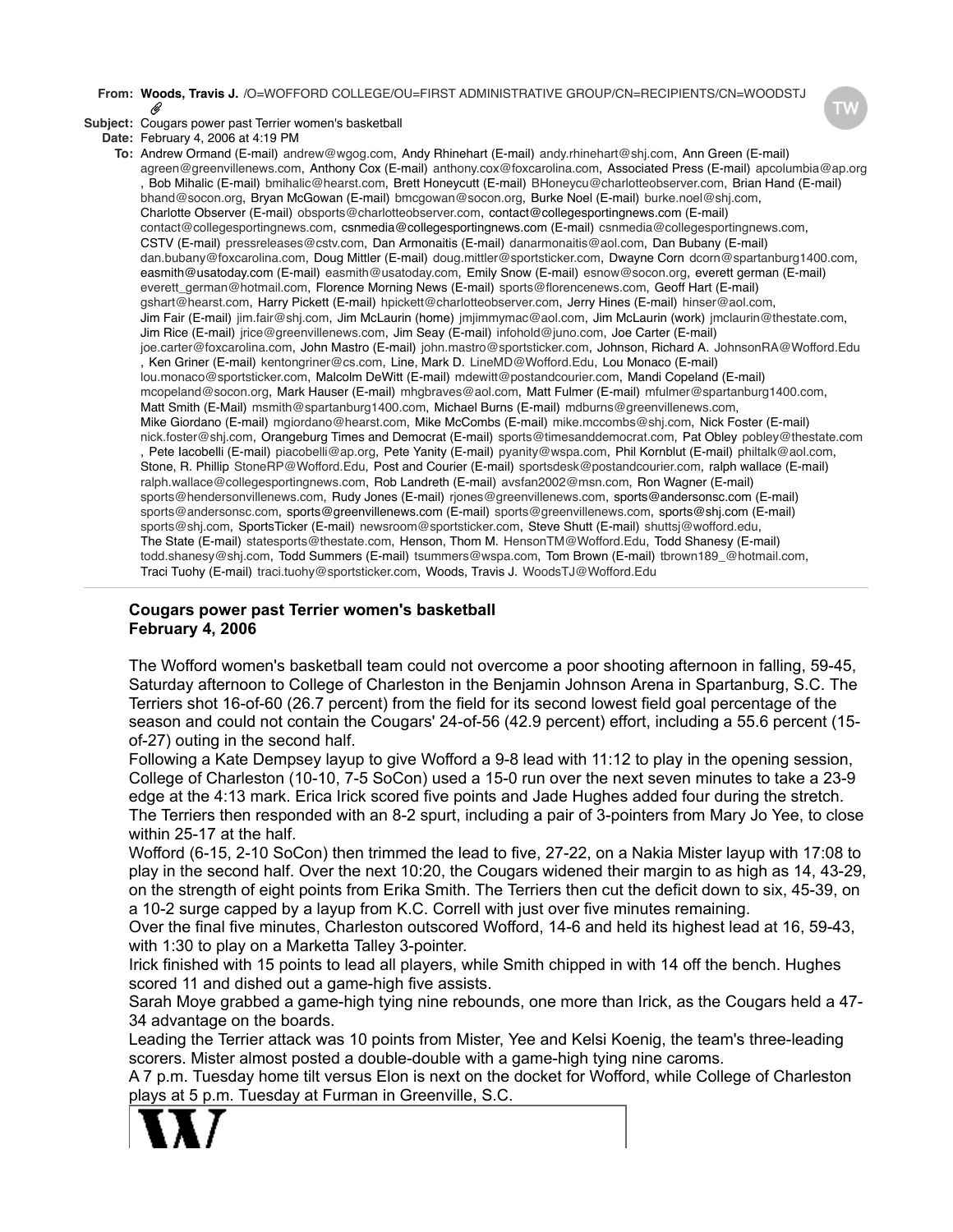**From:** **Woods, Travis J.** /O=WOFFORD COLLEGE/OU=FIRST ADMINISTRATIVE GROUP/CN=RECIPIENTS/CN=WOODSTJ

**Subject:** Cougars power past Terrier women's basketball

**Date:** February 4, 2006 at 4:19 PM

**To:** Andrew Ormand (E-mail) andrew@wgog.com, Andy Rhinehart (E-mail) andy.rhinehart@shj.com, Ann Green (E-mail) agreen@greenvillenews.com, Anthony Cox (E-mail) anthony.cox@foxcarolina.com, Associated Press (E-mail) apcolumbia@ap.org, Bob Mihalic (E-mail) bmihalic@hearst.com, Brett Honeycutt (E-mail) BHoneycu@charlotteobserver.com, Brian Hand (E-mail) bhand@socon.org, Bryan McGowan (E-mail) bmcgowan@socon.org, Burke Noel (E-mail) burke.noel@shj.com, Charlotte Observer (E-mail) obsports@charlotteobserver.com, contact@collegesportingnews.com (E-mail) contact@collegesportingnews.com, csnmedia@collegesportingnews.com (E-mail) csnmedia@collegesportingnews.com, CSTV (E-mail) pressreleases@cstv.com, Dan Armonaitis (E-mail) danarmonaitis@aol.com, Dan Bubany (E-mail) dan.bubany@foxcarolina.com, Doug Mittler (E-mail) doug.mittler@sportsticker.com, Dwayne Corn dcorn@spartanburg1400.com, easmith@usatoday.com (E-mail) easmith@usatoday.com, Emily Snow (E-mail) esnow@socon.org, everett german (E-mail) everett_german@hotmail.com, Florence Morning News (E-mail) sports@florencenews.com, Geoff Hart (E-mail) gshart@hearst.com, Harry Pickett (E-mail) hpickett@charlotteobserver.com, Jerry Hines (E-mail) hinser@aol.com, Jim Fair (E-mail) jim.fair@shj.com, Jim McLaurin (home) jmjimmymac@aol.com, Jim McLaurin (work) jmclaurin@thestate.com, Jim Rice (E-mail) jrice@greenvillenews.com, Jim Seay (E-mail) infohold@juno.com, Joe Carter (E-mail) joe.carter@foxcarolina.com, John Mastro (E-mail) john.mastro@sportsticker.com, Johnson, Richard A. JohnsonRA@Wofford.Edu, Ken Griner (E-mail) kentongriner@cs.com, Line, Mark D. LineMD@Wofford.Edu, Lou Monaco (E-mail) lou.monaco@sportsticker.com, Malcolm DeWitt (E-mail) mdewitt@postandcourier.com, Mandi Copeland (E-mail) mcopeland@socon.org, Mark Hauser (E-mail) mhgbraves@aol.com, Matt Fulmer (E-mail) mfulmer@spartanburg1400.com, Matt Smith (E-Mail) msmith@spartanburg1400.com, Michael Burns (E-mail) mdburns@greenvillenews.com, Mike Giordano (E-mail) mgiordano@hearst.com, Mike McCombs (E-mail) mike.mccombs@shj.com, Nick Foster (E-mail) nick.foster@shj.com, Orangeburg Times and Democrat (E-mail) sports@timesanddemocrat.com, Pat Obley pobley@thestate.com, Pete Iacobelli (E-mail) piacobelli@ap.org, Pete Yanity (E-mail) pyanity@wspa.com, Phil Kornblut (E-mail) philtalk@aol.com, Stone, R. Phillip StoneRP@Wofford.Edu, Post and Courier (E-mail) sportsdesk@postandcourier.com, ralph wallace (E-mail) ralph.wallace@collegesportingnews.com, Rob Landreth (E-mail) avsfan2002@msn.com, Ron Wagner (E-mail) sports@hendersonvillenews.com, Rudy Jones (E-mail) rjones@greenvillenews.com, sports@andersonsc.com (E-mail) sports@andersonsc.com, sports@greenvillenews.com (E-mail) sports@greenvillenews.com, sports@shj.com (E-mail) sports@shj.com, SportsTicker (E-mail) newsroom@sportsticker.com, Steve Shutt (E-mail) shuttsj@wofford.edu, The State (E-mail) statesports@thestate.com, Henson, Thom M. HensonTM@Wofford.Edu, Todd Shanesy (E-mail) todd.shanesy@shj.com, Todd Summers (E-mail) tsummers@wspa.com, Tom Brown (E-mail) tbrown189_@hotmail.com, Traci Tuohy (E-mail) traci.tuohy@sportsticker.com, Woods, Travis J. WoodsTJ@Wofford.Edu

---

**Cougars power past Terrier women's basketball**
**February 4, 2006**

The Wofford women's basketball team could not overcome a poor shooting afternoon in falling, 59-45, Saturday afternoon to College of Charleston in the Benjamin Johnson Arena in Spartanburg, S.C. The Terriers shot 16-of-60 (26.7 percent) from the field for its second lowest field goal percentage of the season and could not contain the Cougars' 24-of-56 (42.9 percent) effort, including a 55.6 percent (15-of-27) outing in the second half.

Following a Kate Dempsey layup to give Wofford a 9-8 lead with 11:12 to play in the opening session, College of Charleston (10-10, 7-5 SoCon) used a 15-0 run over the next seven minutes to take a 23-9 edge at the 4:13 mark. Erica Irick scored five points and Jade Hughes added four during the stretch. The Terriers then responded with an 8-2 spurt, including a pair of 3-pointers from Mary Jo Yee, to close within 25-17 at the half.

Wofford (6-15, 2-10 SoCon) then trimmed the lead to five, 27-22, on a Nakia Mister layup with 17:08 to play in the second half. Over the next 10:20, the Cougars widened their margin to as high as 14, 43-29, on the strength of eight points from Erika Smith. The Terriers then cut the deficit down to six, 45-39, on a 10-2 surge capped by a layup from K.C. Correll with just over five minutes remaining.

Over the final five minutes, Charleston outscored Wofford, 14-6 and held its highest lead at 16, 59-43, with 1:30 to play on a Marketta Talley 3-pointer.

Irick finished with 15 points to lead all players, while Smith chipped in with 14 off the bench. Hughes scored 11 and dished out a game-high five assists.

Sarah Moye grabbed a game-high tying nine rebounds, one more than Irick, as the Cougars held a 47-34 advantage on the boards.

Leading the Terrier attack was 10 points from Mister, Yee and Kelsi Koenig, the team's three-leading scorers. Mister almost posted a double-double with a game-high tying nine caroms.

A 7 p.m. Tuesday home tilt versus Elon is next on the docket for Wofford, while College of Charleston plays at 5 p.m. Tuesday at Furman in Greenville, S.C.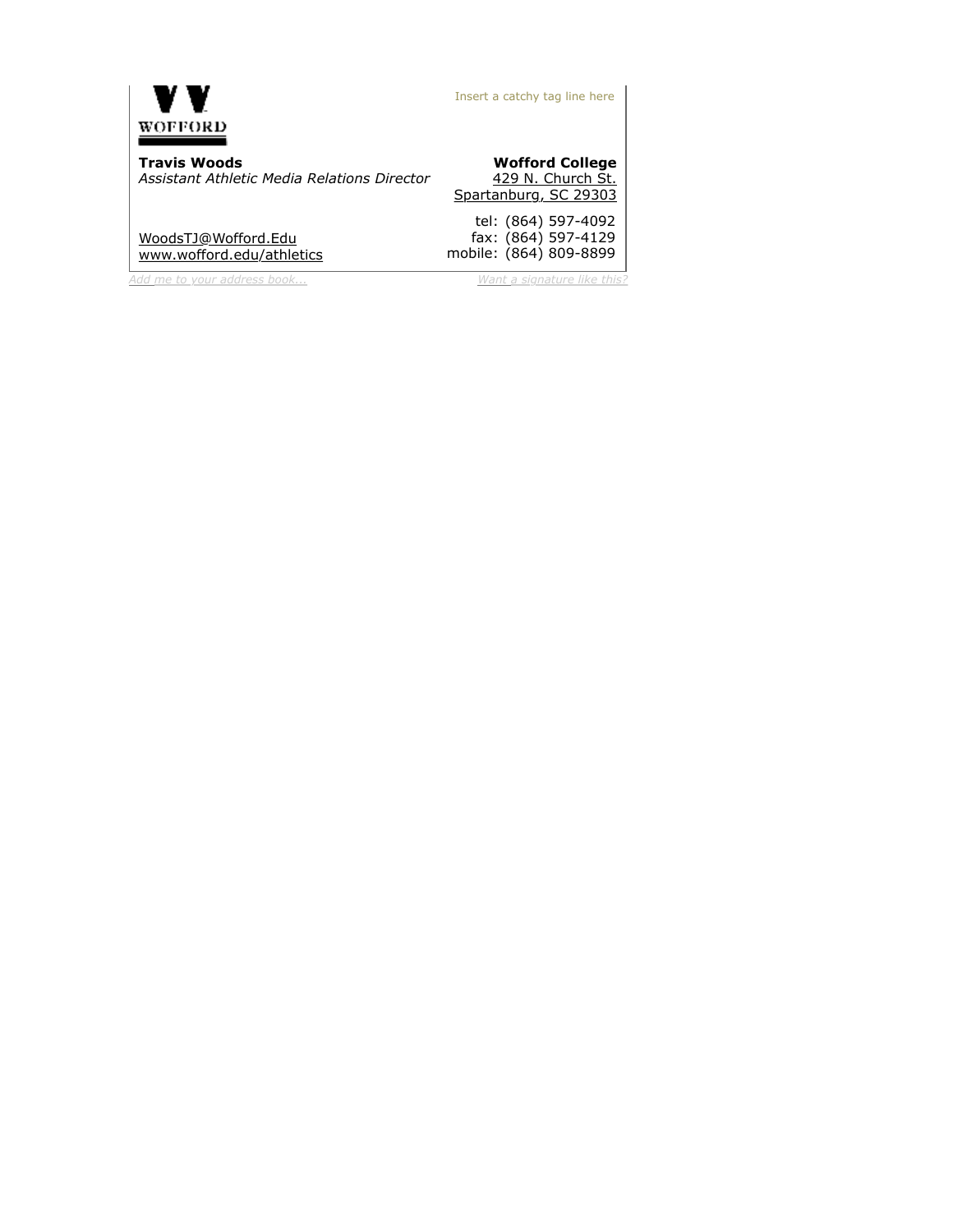WOFFORD

Insert a catchy tag line here

**Travis Woods**
*Assistant Athletic Media Relations Director*

**Wofford College**
429 N. Church St.
Spartanburg, SC 29303

WoodsTJ@Wofford.Edu
www.wofford.edu/athletics

tel: (864) 597-4092
fax: (864) 597-4129
mobile: (864) 809-8899

*Add me to your address book...*

*Want a signature like this?*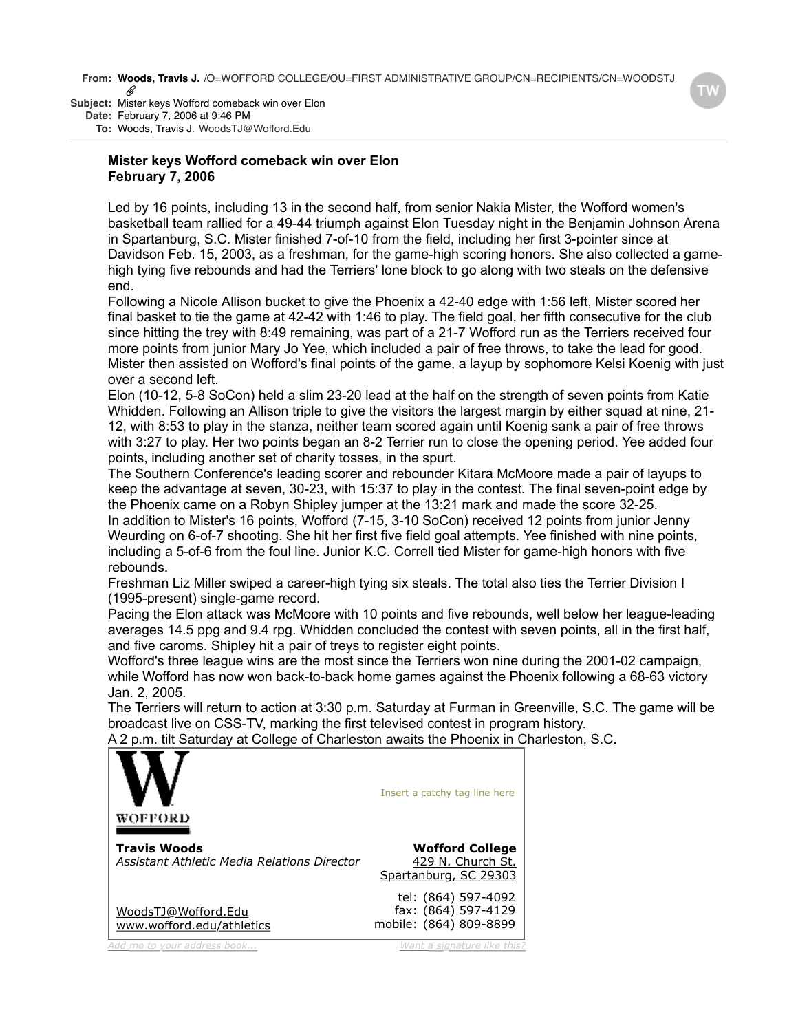**From:** **Woods, Travis J.** /O=WOFFORD COLLEGE/OU=FIRST ADMINISTRATIVE GROUP/CN=RECIPIENTS/CN=WOODSTJ
**Subject:** Mister keys Wofford comeback win over Elon
**Date:** February 7, 2006 at 9:46 PM
**To:** Woods, Travis J. WoodsTJ@Wofford.Edu

**Mister keys Wofford comeback win over Elon**
**February 7, 2006**

Led by 16 points, including 13 in the second half, from senior Nakia Mister, the Wofford women's basketball team rallied for a 49-44 triumph against Elon Tuesday night in the Benjamin Johnson Arena in Spartanburg, S.C. Mister finished 7-of-10 from the field, including her first 3-pointer since at Davidson Feb. 15, 2003, as a freshman, for the game-high scoring honors. She also collected a game-high tying five rebounds and had the Terriers' lone block to go along with two steals on the defensive end.

Following a Nicole Allison bucket to give the Phoenix a 42-40 edge with 1:56 left, Mister scored her final basket to tie the game at 42-42 with 1:46 to play. The field goal, her fifth consecutive for the club since hitting the trey with 8:49 remaining, was part of a 21-7 Wofford run as the Terriers received four more points from junior Mary Jo Yee, which included a pair of free throws, to take the lead for good. Mister then assisted on Wofford's final points of the game, a layup by sophomore Kelsi Koenig with just over a second left.

Elon (10-12, 5-8 SoCon) held a slim 23-20 lead at the half on the strength of seven points from Katie Whidden. Following an Allison triple to give the visitors the largest margin by either squad at nine, 21-12, with 8:53 to play in the stanza, neither team scored again until Koenig sank a pair of free throws with 3:27 to play. Her two points began an 8-2 Terrier run to close the opening period. Yee added four points, including another set of charity tosses, in the spurt.

The Southern Conference's leading scorer and rebounder Kitara McMoore made a pair of layups to keep the advantage at seven, 30-23, with 15:37 to play in the contest. The final seven-point edge by the Phoenix came on a Robyn Shipley jumper at the 13:21 mark and made the score 32-25.

In addition to Mister's 16 points, Wofford (7-15, 3-10 SoCon) received 12 points from junior Jenny Weurding on 6-of-7 shooting. She hit her first five field goal attempts. Yee finished with nine points, including a 5-of-6 from the foul line. Junior K.C. Correll tied Mister for game-high honors with five rebounds.

Freshman Liz Miller swiped a career-high tying six steals. The total also ties the Terrier Division I (1995-present) single-game record.

Pacing the Elon attack was McMoore with 10 points and five rebounds, well below her league-leading averages 14.5 ppg and 9.4 rpg. Whidden concluded the contest with seven points, all in the first half, and five caroms. Shipley hit a pair of treys to register eight points.

Wofford's three league wins are the most since the Terriers won nine during the 2001-02 campaign, while Wofford has now won back-to-back home games against the Phoenix following a 68-63 victory Jan. 2, 2005.

The Terriers will return to action at 3:30 p.m. Saturday at Furman in Greenville, S.C. The game will be broadcast live on CSS-TV, marking the first televised contest in program history.

A 2 p.m. tilt Saturday at College of Charleston awaits the Phoenix in Charleston, S.C.

WOFFORD

Insert a catchy tag line here

**Travis Woods**
*Assistant Athletic Media Relations Director*

**Wofford College**
429 N. Church St.
Spartanburg, SC 29303

tel: (864) 597-4092
fax: (864) 597-4129
mobile: (864) 809-8899

WoodsTJ@Wofford.Edu
www.wofford.edu/athletics

Add me to your address book... | Want a signature like this?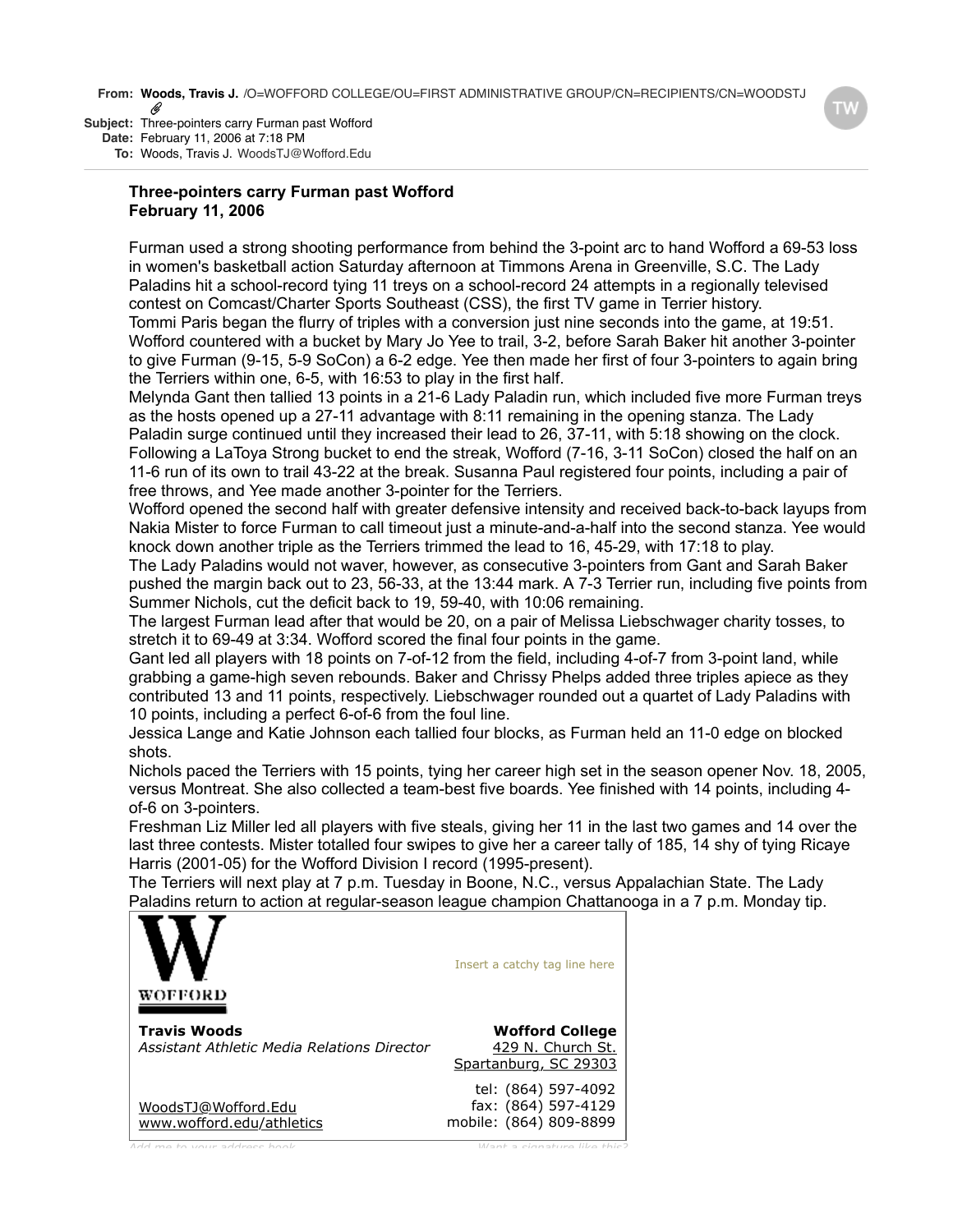**From:** **Woods, Travis J.** /O=WOFFORD COLLEGE/OU=FIRST ADMINISTRATIVE GROUP/CN=RECIPIENTS/CN=WOODSTJ
**Subject:** Three-pointers carry Furman past Wofford
**Date:** February 11, 2006 at 7:18 PM
**To:** Woods, Travis J. WoodsTJ@Wofford.Edu

**Three-pointers carry Furman past Wofford**
**February 11, 2006**

Furman used a strong shooting performance from behind the 3-point arc to hand Wofford a 69-53 loss in women's basketball action Saturday afternoon at Timmons Arena in Greenville, S.C. The Lady Paladins hit a school-record tying 11 treys on a school-record 24 attempts in a regionally televised contest on Comcast/Charter Sports Southeast (CSS), the first TV game in Terrier history.

Tommi Paris began the flurry of triples with a conversion just nine seconds into the game, at 19:51. Wofford countered with a bucket by Mary Jo Yee to trail, 3-2, before Sarah Baker hit another 3-pointer to give Furman (9-15, 5-9 SoCon) a 6-2 edge. Yee then made her first of four 3-pointers to again bring the Terriers within one, 6-5, with 16:53 to play in the first half.

Melynda Gant then tallied 13 points in a 21-6 Lady Paladin run, which included five more Furman treys as the hosts opened up a 27-11 advantage with 8:11 remaining in the opening stanza. The Lady Paladin surge continued until they increased their lead to 26, 37-11, with 5:18 showing on the clock.

Following a LaToya Strong bucket to end the streak, Wofford (7-16, 3-11 SoCon) closed the half on an 11-6 run of its own to trail 43-22 at the break. Susanna Paul registered four points, including a pair of free throws, and Yee made another 3-pointer for the Terriers.

Wofford opened the second half with greater defensive intensity and received back-to-back layups from Nakia Mister to force Furman to call timeout just a minute-and-a-half into the second stanza. Yee would knock down another triple as the Terriers trimmed the lead to 16, 45-29, with 17:18 to play.

The Lady Paladins would not waver, however, as consecutive 3-pointers from Gant and Sarah Baker pushed the margin back out to 23, 56-33, at the 13:44 mark. A 7-3 Terrier run, including five points from Summer Nichols, cut the deficit back to 19, 59-40, with 10:06 remaining.

The largest Furman lead after that would be 20, on a pair of Melissa Liebschwager charity tosses, to stretch it to 69-49 at 3:34. Wofford scored the final four points in the game.

Gant led all players with 18 points on 7-of-12 from the field, including 4-of-7 from 3-point land, while grabbing a game-high seven rebounds. Baker and Chrissy Phelps added three triples apiece as they contributed 13 and 11 points, respectively. Liebschwager rounded out a quartet of Lady Paladins with 10 points, including a perfect 6-of-6 from the foul line.

Jessica Lange and Katie Johnson each tallied four blocks, as Furman held an 11-0 edge on blocked shots.

Nichols paced the Terriers with 15 points, tying her career high set in the season opener Nov. 18, 2005, versus Montreat. She also collected a team-best five boards. Yee finished with 14 points, including 4-of-6 on 3-pointers.

Freshman Liz Miller led all players with five steals, giving her 11 in the last two games and 14 over the last three contests. Mister totalled four swipes to give her a career tally of 185, 14 shy of tying Ricaye Harris (2001-05) for the Wofford Division I record (1995-present).

The Terriers will next play at 7 p.m. Tuesday in Boone, N.C., versus Appalachian State. The Lady Paladins return to action at regular-season league champion Chattanooga in a 7 p.m. Monday tip.

WOFFORD

Insert a catchy tag line here

**Travis Woods**
*Assistant Athletic Media Relations Director*

**Wofford College**
429 N. Church St.
Spartanburg, SC 29303

tel: (864) 597-4092
fax: (864) 597-4129
mobile: (864) 809-8899

WoodsTJ@Wofford.Edu
www.wofford.edu/athletics

Add me to your address book    Want a signature like this?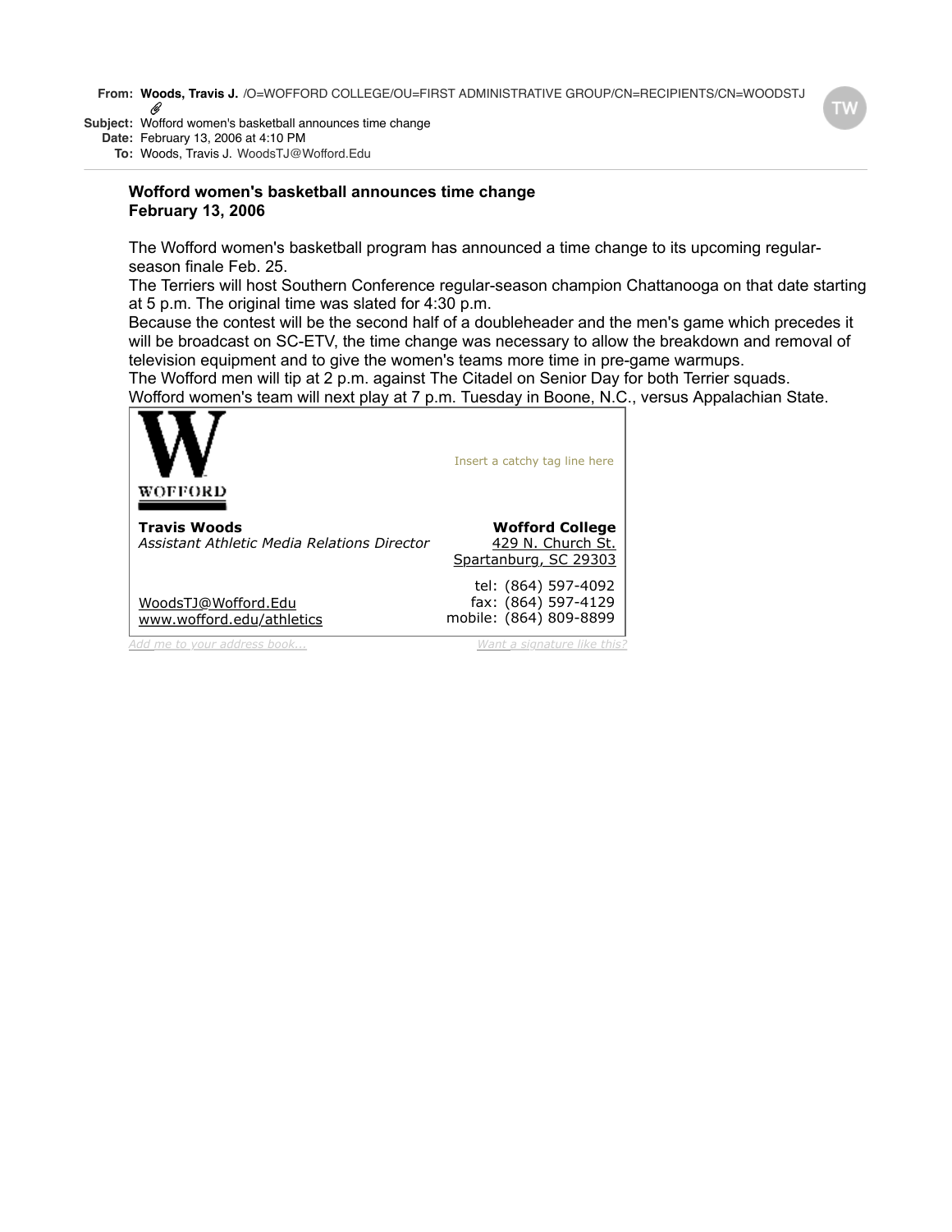**From:** **Woods, Travis J.** /O=WOFFORD COLLEGE/OU=FIRST ADMINISTRATIVE GROUP/CN=RECIPIENTS/CN=WOODSTJ
**Subject:** Wofford women's basketball announces time change
**Date:** February 13, 2006 at 4:10 PM
**To:** Woods, Travis J. WoodsTJ@Wofford.Edu

---

**Wofford women's basketball announces time change**
**February 13, 2006**

The Wofford women's basketball program has announced a time change to its upcoming regular-season finale Feb. 25.
The Terriers will host Southern Conference regular-season champion Chattanooga on that date starting at 5 p.m. The original time was slated for 4:30 p.m.
Because the contest will be the second half of a doubleheader and the men's game which precedes it will be broadcast on SC-ETV, the time change was necessary to allow the breakdown and removal of television equipment and to give the women's teams more time in pre-game warmups.
The Wofford men will tip at 2 p.m. against The Citadel on Senior Day for both Terrier squads.
Wofford women's team will next play at 7 p.m. Tuesday in Boone, N.C., versus Appalachian State.

W
WOFFORD

Insert a catchy tag line here

**Travis Woods**
*Assistant Athletic Media Relations Director*

**Wofford College**
429 N. Church St.
Spartanburg, SC 29303

WoodsTJ@Wofford.Edu
www.wofford.edu/athletics

tel: (864) 597-4092
fax: (864) 597-4129
mobile: (864) 809-8899

*Add me to your address book...*
*Want a signature like this?*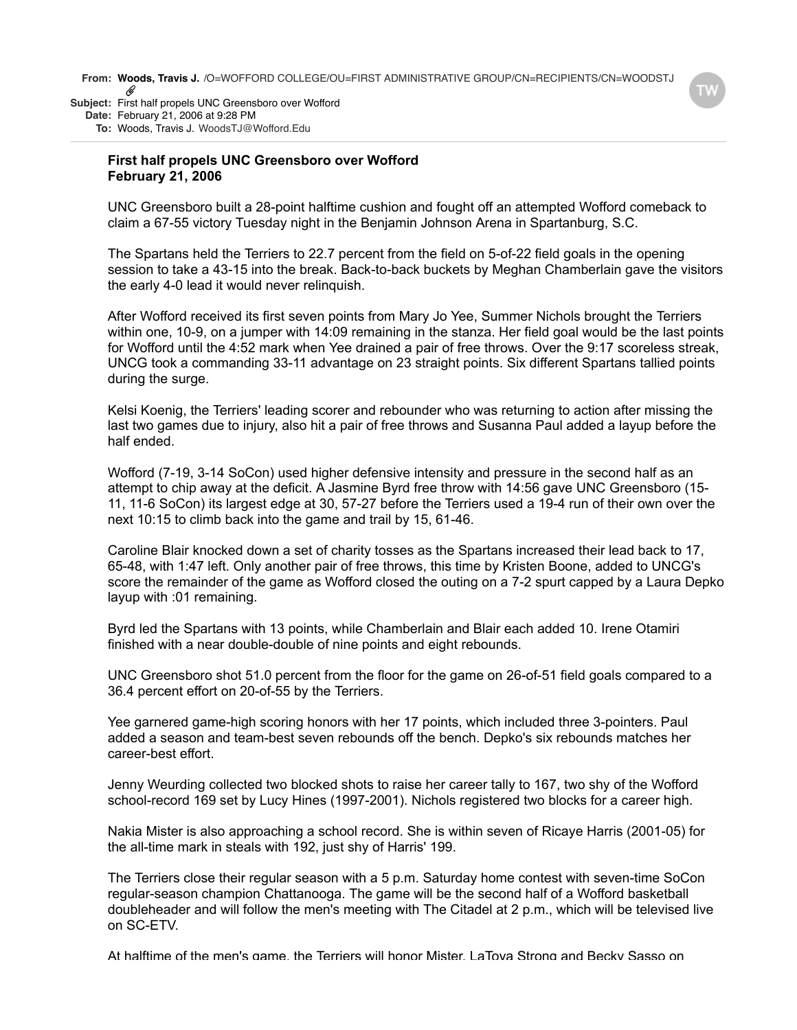**From:** **Woods, Travis J.** /O=WOFFORD COLLEGE/OU=FIRST ADMINISTRATIVE GROUP/CN=RECIPIENTS/CN=WOODSTJ
**Subject:** First half propels UNC Greensboro over Wofford
**Date:** February 21, 2006 at 9:28 PM
**To:** Woods, Travis J. WoodsTJ@Wofford.Edu

**First half propels UNC Greensboro over Wofford**
**February 21, 2006**

UNC Greensboro built a 28-point halftime cushion and fought off an attempted Wofford comeback to claim a 67-55 victory Tuesday night in the Benjamin Johnson Arena in Spartanburg, S.C.

The Spartans held the Terriers to 22.7 percent from the field on 5-of-22 field goals in the opening session to take a 43-15 into the break. Back-to-back buckets by Meghan Chamberlain gave the visitors the early 4-0 lead it would never relinquish.

After Wofford received its first seven points from Mary Jo Yee, Summer Nichols brought the Terriers within one, 10-9, on a jumper with 14:09 remaining in the stanza. Her field goal would be the last points for Wofford until the 4:52 mark when Yee drained a pair of free throws. Over the 9:17 scoreless streak, UNCG took a commanding 33-11 advantage on 23 straight points. Six different Spartans tallied points during the surge.

Kelsi Koenig, the Terriers' leading scorer and rebounder who was returning to action after missing the last two games due to injury, also hit a pair of free throws and Susanna Paul added a layup before the half ended.

Wofford (7-19, 3-14 SoCon) used higher defensive intensity and pressure in the second half as an attempt to chip away at the deficit. A Jasmine Byrd free throw with 14:56 gave UNC Greensboro (15-11, 11-6 SoCon) its largest edge at 30, 57-27 before the Terriers used a 19-4 run of their own over the next 10:15 to climb back into the game and trail by 15, 61-46.

Caroline Blair knocked down a set of charity tosses as the Spartans increased their lead back to 17, 65-48, with 1:47 left. Only another pair of free throws, this time by Kristen Boone, added to UNCG's score the remainder of the game as Wofford closed the outing on a 7-2 spurt capped by a Laura Depko layup with :01 remaining.

Byrd led the Spartans with 13 points, while Chamberlain and Blair each added 10. Irene Otamiri finished with a near double-double of nine points and eight rebounds.

UNC Greensboro shot 51.0 percent from the floor for the game on 26-of-51 field goals compared to a 36.4 percent effort on 20-of-55 by the Terriers.

Yee garnered game-high scoring honors with her 17 points, which included three 3-pointers. Paul added a season and team-best seven rebounds off the bench. Depko's six rebounds matches her career-best effort.

Jenny Weurding collected two blocked shots to raise her career tally to 167, two shy of the Wofford school-record 169 set by Lucy Hines (1997-2001). Nichols registered two blocks for a career high.

Nakia Mister is also approaching a school record. She is within seven of Ricaye Harris (2001-05) for the all-time mark in steals with 192, just shy of Harris' 199.

The Terriers close their regular season with a 5 p.m. Saturday home contest with seven-time SoCon regular-season champion Chattanooga. The game will be the second half of a Wofford basketball doubleheader and will follow the men's meeting with The Citadel at 2 p.m., which will be televised live on SC-ETV.

At halftime of the men's game, the Terriers will honor Mister, LaToya Strong and Becky Sasso on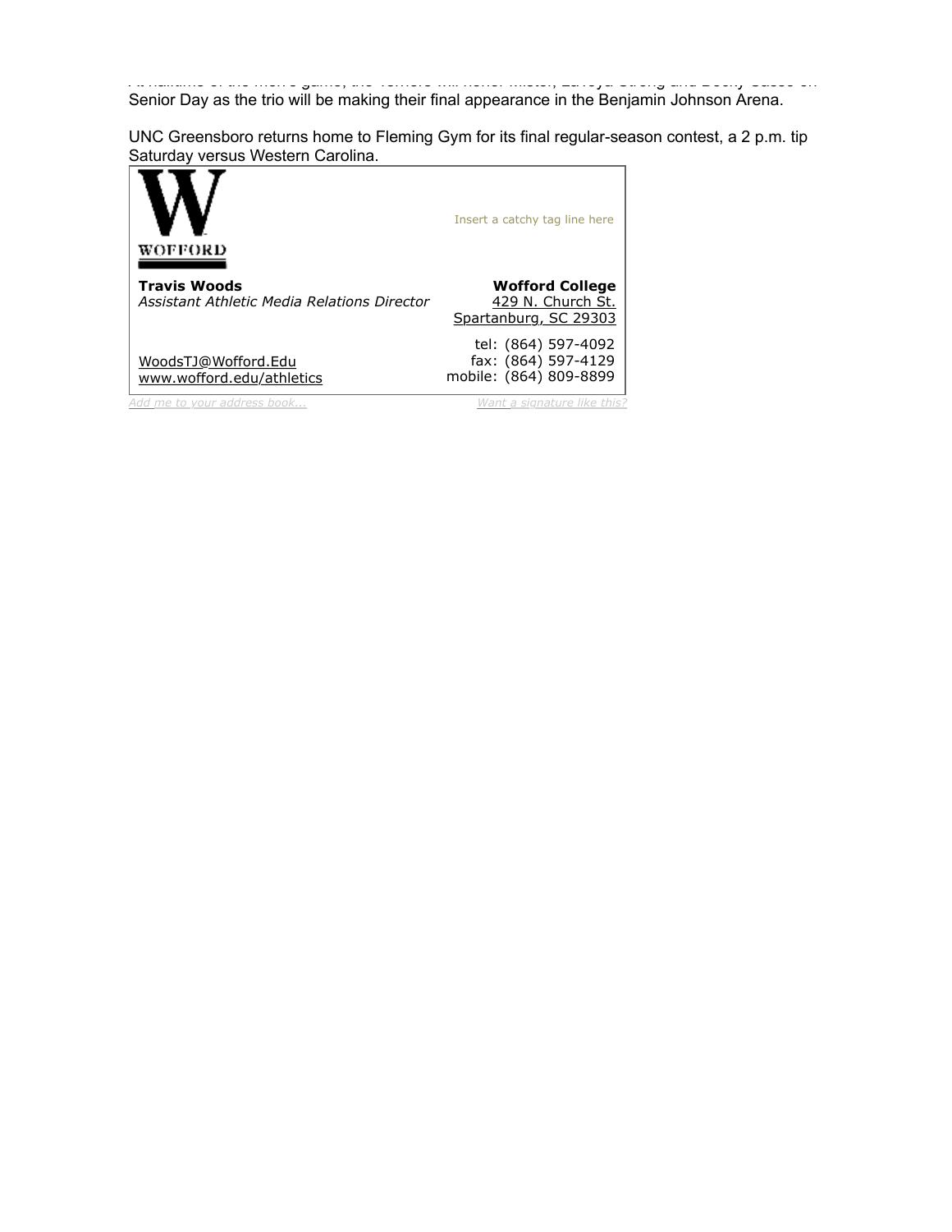At halftime of the men's game, the Terriers will honor Wister, LaToya Strong and Becky Gasso on Senior Day as the trio will be making their final appearance in the Benjamin Johnson Arena.

UNC Greensboro returns home to Fleming Gym for its final regular-season contest, a 2 p.m. tip Saturday versus Western Carolina.

| WOFFORD | Insert a catchy tag line here |
|---|---|
| **Travis Woods**<br>*Assistant Athletic Media Relations Director* | **Wofford College**<br>429 N. Church St.<br>Spartanburg, SC 29303 |
| WoodsTJ@Wofford.Edu<br>www.wofford.edu/athletics | tel: (864) 597-4092<br>fax: (864) 597-4129<br>mobile: (864) 809-8899 |

*Add me to your address book...* *Want a signature like this?*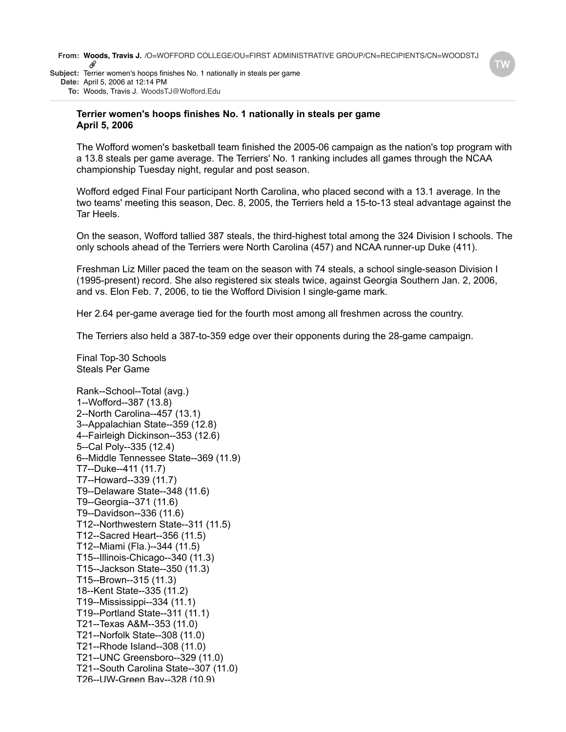**From:** **Woods, Travis J.** /O=WOFFORD COLLEGE/OU=FIRST ADMINISTRATIVE GROUP/CN=RECIPIENTS/CN=WOODSTJ
**Subject:** Terrier women's hoops finishes No. 1 nationally in steals per game
**Date:** April 5, 2006 at 12:14 PM
**To:** Woods, Travis J. WoodsTJ@Wofford.Edu

**Terrier women's hoops finishes No. 1 nationally in steals per game**
**April 5, 2006**

The Wofford women's basketball team finished the 2005-06 campaign as the nation's top program with a 13.8 steals per game average. The Terriers' No. 1 ranking includes all games through the NCAA championship Tuesday night, regular and post season.

Wofford edged Final Four participant North Carolina, who placed second with a 13.1 average. In the two teams' meeting this season, Dec. 8, 2005, the Terriers held a 15-to-13 steal advantage against the Tar Heels.

On the season, Wofford tallied 387 steals, the third-highest total among the 324 Division I schools. The only schools ahead of the Terriers were North Carolina (457) and NCAA runner-up Duke (411).

Freshman Liz Miller paced the team on the season with 74 steals, a school single-season Division I (1995-present) record. She also registered six steals twice, against Georgia Southern Jan. 2, 2006, and vs. Elon Feb. 7, 2006, to tie the Wofford Division I single-game mark.

Her 2.64 per-game average tied for the fourth most among all freshmen across the country.

The Terriers also held a 387-to-359 edge over their opponents during the 28-game campaign.

Final Top-30 Schools
Steals Per Game

Rank--School--Total (avg.)
1--Wofford--387 (13.8)
2--North Carolina--457 (13.1)
3--Appalachian State--359 (12.8)
4--Fairleigh Dickinson--353 (12.6)
5--Cal Poly--335 (12.4)
6--Middle Tennessee State--369 (11.9)
T7--Duke--411 (11.7)
T7--Howard--339 (11.7)
T9--Delaware State--348 (11.6)
T9--Georgia--371 (11.6)
T9--Davidson--336 (11.6)
T12--Northwestern State--311 (11.5)
T12--Sacred Heart--356 (11.5)
T12--Miami (Fla.)--344 (11.5)
T15--Illinois-Chicago--340 (11.3)
T15--Jackson State--350 (11.3)
T15--Brown--315 (11.3)
18--Kent State--335 (11.2)
T19--Mississippi--334 (11.1)
T19--Portland State--311 (11.1)
T21--Texas A&M--353 (11.0)
T21--Norfolk State--308 (11.0)
T21--Rhode Island--308 (11.0)
T21--UNC Greensboro--329 (11.0)
T21--South Carolina State--307 (11.0)
T26--UW-Green Bay--328 (10.9)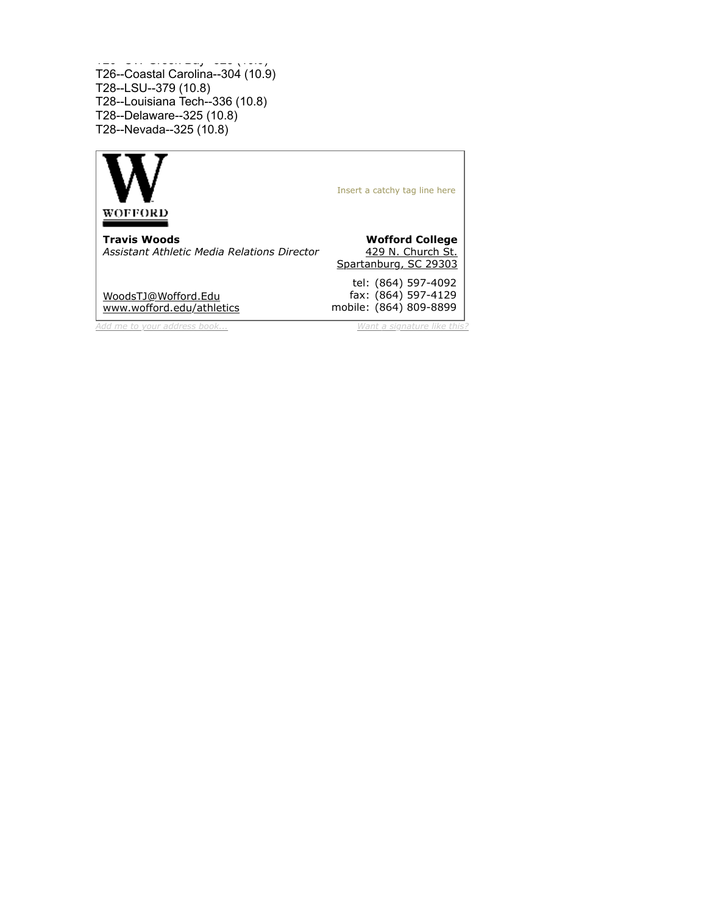T26--UW-Green Bay--329 (10.9)
T26--Coastal Carolina--304 (10.9)
T28--LSU--379 (10.8)
T28--Louisiana Tech--336 (10.8)
T28--Delaware--325 (10.8)
T28--Nevada--325 (10.8)

WOFFORD

Insert a catchy tag line here

**Travis Woods**
*Assistant Athletic Media Relations Director*

**Wofford College**
429 N. Church St.
Spartanburg, SC 29303

tel: (864) 597-4092
fax: (864) 597-4129
mobile: (864) 809-8899

WoodsTJ@Wofford.Edu
www.wofford.edu/athletics

*Add me to your address book...*

*Want a signature like this?*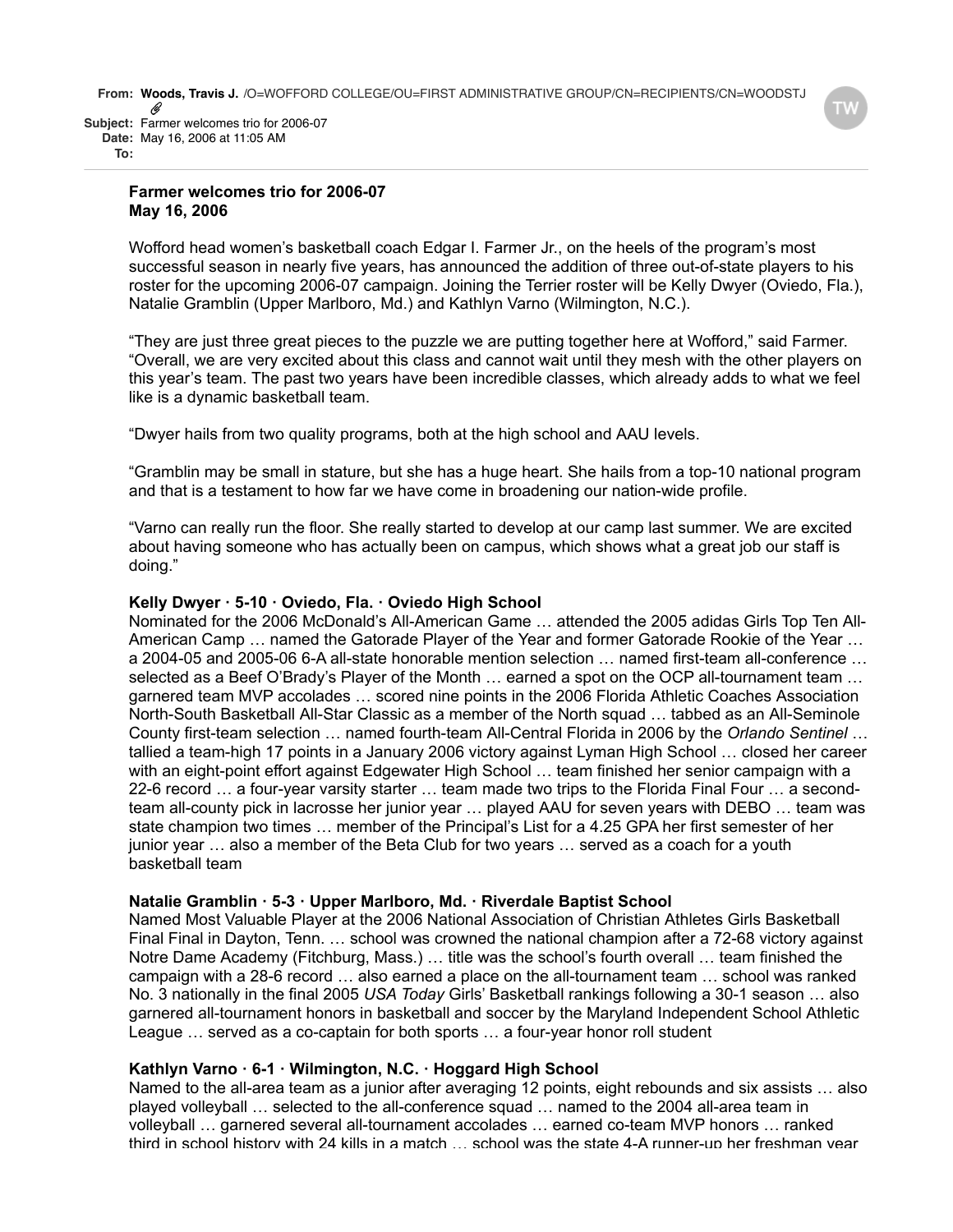**From:** **Woods, Travis J.** /O=WOFFORD COLLEGE/OU=FIRST ADMINISTRATIVE GROUP/CN=RECIPIENTS/CN=WOODSTJ
**Subject:** Farmer welcomes trio for 2006-07
**Date:** May 16, 2006 at 11:05 AM
**To:**

**Farmer welcomes trio for 2006-07**
**May 16, 2006**

Wofford head women's basketball coach Edgar I. Farmer Jr., on the heels of the program's most successful season in nearly five years, has announced the addition of three out-of-state players to his roster for the upcoming 2006-07 campaign. Joining the Terrier roster will be Kelly Dwyer (Oviedo, Fla.), Natalie Gramblin (Upper Marlboro, Md.) and Kathlyn Varno (Wilmington, N.C.).

"They are just three great pieces to the puzzle we are putting together here at Wofford," said Farmer. "Overall, we are very excited about this class and cannot wait until they mesh with the other players on this year's team. The past two years have been incredible classes, which already adds to what we feel like is a dynamic basketball team.

"Dwyer hails from two quality programs, both at the high school and AAU levels.

"Gramblin may be small in stature, but she has a huge heart. She hails from a top-10 national program and that is a testament to how far we have come in broadening our nation-wide profile.

"Varno can really run the floor. She really started to develop at our camp last summer. We are excited about having someone who has actually been on campus, which shows what a great job our staff is doing."

**Kelly Dwyer · 5-10 · Oviedo, Fla. · Oviedo High School**
Nominated for the 2006 McDonald's All-American Game … attended the 2005 adidas Girls Top Ten All-American Camp … named the Gatorade Player of the Year and former Gatorade Rookie of the Year … a 2004-05 and 2005-06 6-A all-state honorable mention selection … named first-team all-conference … selected as a Beef O'Brady's Player of the Month … earned a spot on the OCP all-tournament team … garnered team MVP accolades … scored nine points in the 2006 Florida Athletic Coaches Association North-South Basketball All-Star Classic as a member of the North squad … tabbed as an All-Seminole County first-team selection … named fourth-team All-Central Florida in 2006 by the *Orlando Sentinel* … tallied a team-high 17 points in a January 2006 victory against Lyman High School … closed her career with an eight-point effort against Edgewater High School … team finished her senior campaign with a 22-6 record … a four-year varsity starter … team made two trips to the Florida Final Four … a second-team all-county pick in lacrosse her junior year … played AAU for seven years with DEBO … team was state champion two times … member of the Principal's List for a 4.25 GPA her first semester of her junior year … also a member of the Beta Club for two years … served as a coach for a youth basketball team

**Natalie Gramblin · 5-3 · Upper Marlboro, Md. · Riverdale Baptist School**
Named Most Valuable Player at the 2006 National Association of Christian Athletes Girls Basketball Final Final in Dayton, Tenn. … school was crowned the national champion after a 72-68 victory against Notre Dame Academy (Fitchburg, Mass.) … title was the school's fourth overall … team finished the campaign with a 28-6 record … also earned a place on the all-tournament team … school was ranked No. 3 nationally in the final 2005 *USA Today* Girls' Basketball rankings following a 30-1 season … also garnered all-tournament honors in basketball and soccer by the Maryland Independent School Athletic League … served as a co-captain for both sports … a four-year honor roll student

**Kathlyn Varno · 6-1 · Wilmington, N.C. · Hoggard High School**
Named to the all-area team as a junior after averaging 12 points, eight rebounds and six assists … also played volleyball … selected to the all-conference squad … named to the 2004 all-area team in volleyball … garnered several all-tournament accolades … earned co-team MVP honors … ranked third in school history with 24 kills in a match … school was the state 4-A runner-up her freshman year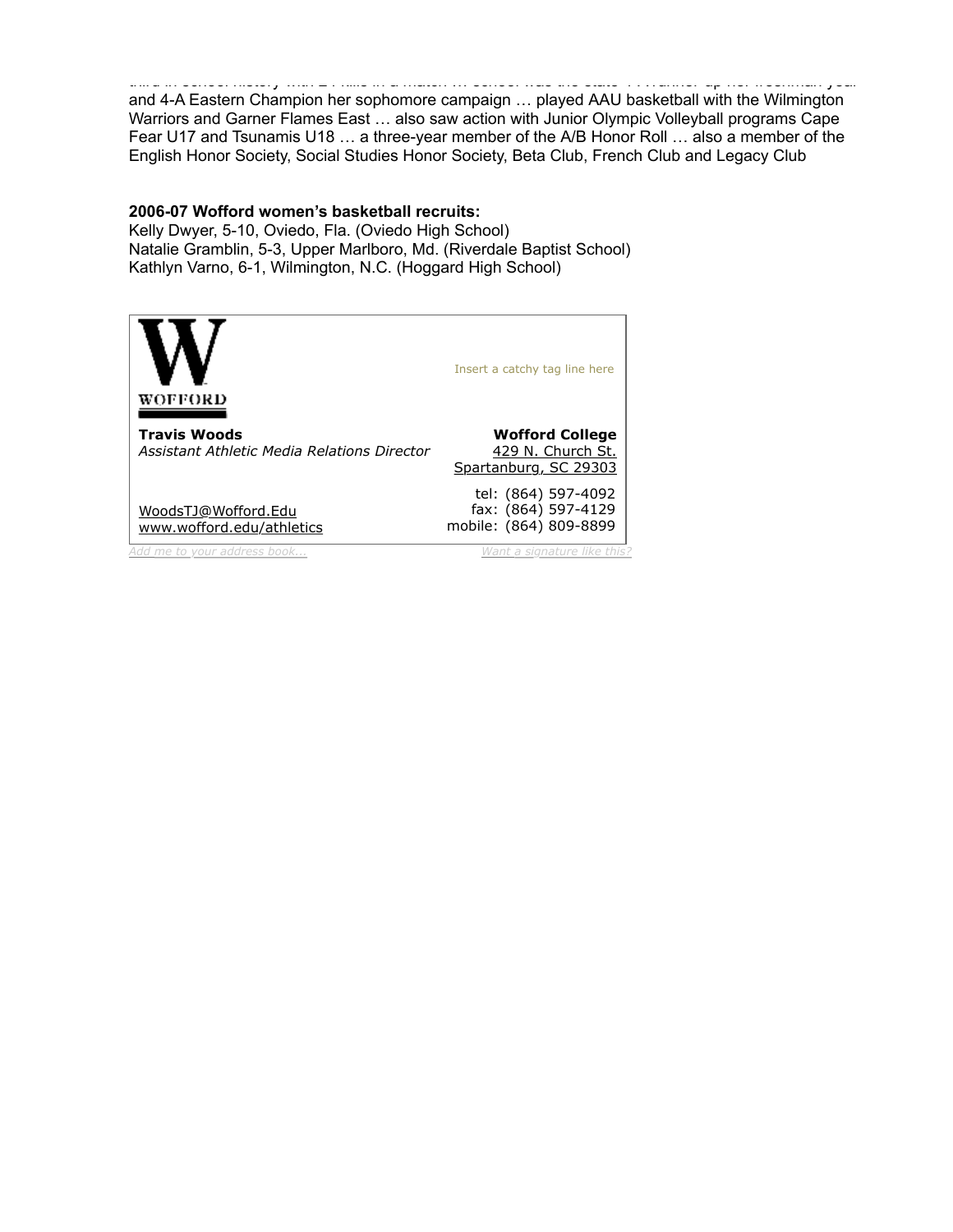third in school history with 24 kills in a match … school was the state 4-A runner-up her freshman year and 4-A Eastern Champion her sophomore campaign … played AAU basketball with the Wilmington Warriors and Garner Flames East … also saw action with Junior Olympic Volleyball programs Cape Fear U17 and Tsunamis U18 … a three-year member of the A/B Honor Roll … also a member of the English Honor Society, Social Studies Honor Society, Beta Club, French Club and Legacy Club

**2006-07 Wofford women's basketball recruits:**

Kelly Dwyer, 5-10, Oviedo, Fla. (Oviedo High School)
Natalie Gramblin, 5-3, Upper Marlboro, Md. (Riverdale Baptist School)
Kathlyn Varno, 6-1, Wilmington, N.C. (Hoggard High School)

W
WOFFORD

Insert a catchy tag line here

**Travis Woods**
*Assistant Athletic Media Relations Director*

**Wofford College**
429 N. Church St.
Spartanburg, SC 29303

WoodsTJ@Wofford.Edu
www.wofford.edu/athletics

tel: (864) 597-4092
fax: (864) 597-4129
mobile: (864) 809-8899

*Add me to your address book...*

*Want a signature like this?*